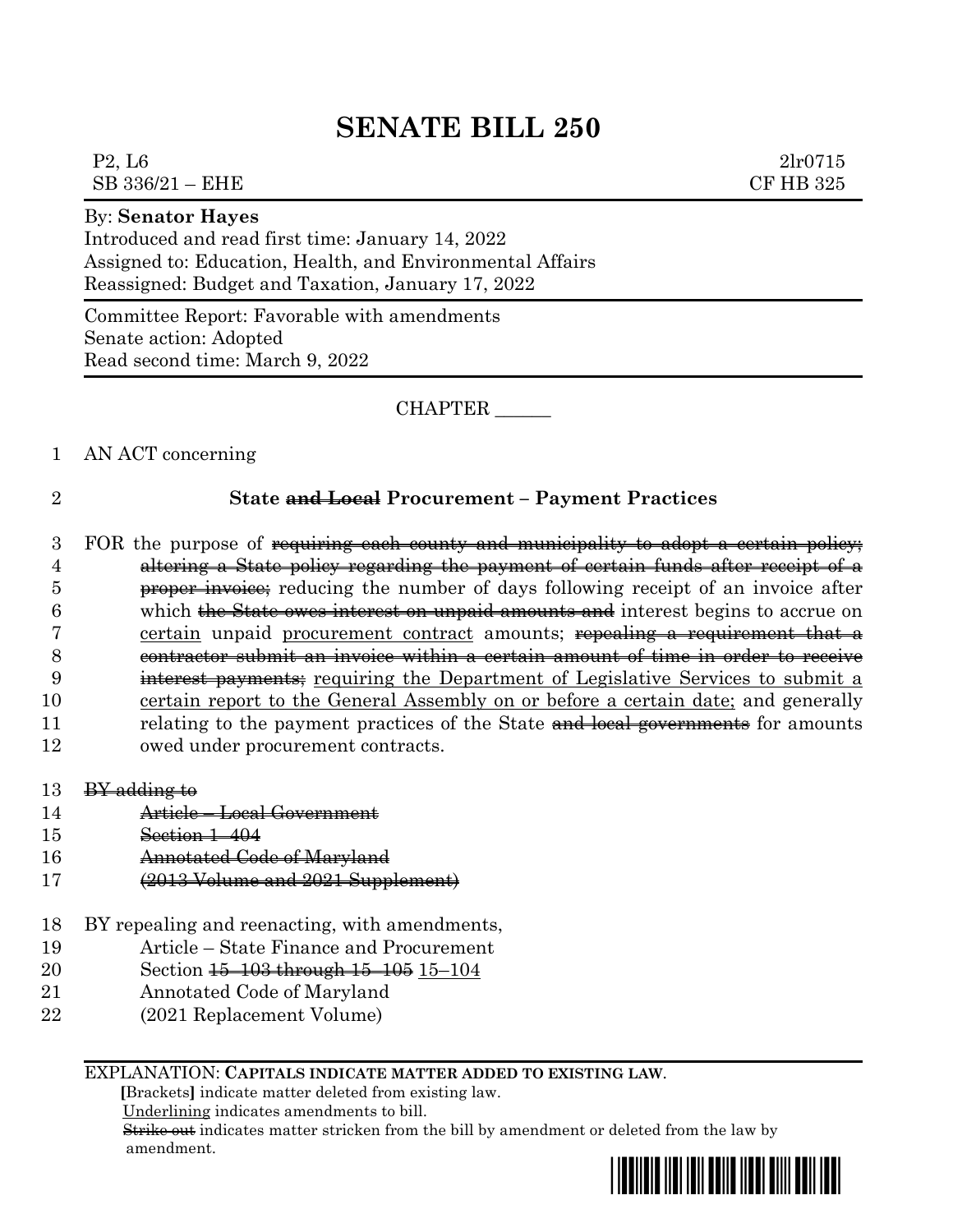# SENATE BILL 250

P2, L6 2lr0715
SB 336/21 – EHE CF HB 325

By: **Senator Hayes**
Introduced and read first time: January 14, 2022
Assigned to: Education, Health, and Environmental Affairs
Reassigned: Budget and Taxation, January 17, 2022

Committee Report: Favorable with amendments
Senate action: Adopted
Read second time: March 9, 2022

CHAPTER ______

1 AN ACT concerning

2 **State ~~and Local~~ Procurement – Payment Practices**

3 FOR the purpose of ~~requiring each county and municipality to adopt a certain policy;~~
4 ~~altering a State policy regarding the payment of certain funds after receipt of a~~
5 ~~proper invoice;~~ reducing the number of days following receipt of an invoice after
6 which ~~the State owes interest on unpaid amounts and~~ interest begins to accrue on
7 <u>certain</u> unpaid <u>procurement contract</u> amounts; ~~repealing a requirement that a~~
8 ~~contractor submit an invoice within a certain amount of time in order to receive~~
9 ~~interest payments;~~ <u>requiring the Department of Legislative Services to submit a</u>
10 <u>certain report to the General Assembly on or before a certain date;</u> and generally
11 relating to the payment practices of the State ~~and local governments~~ for amounts
12 owed under procurement contracts.

13 ~~BY adding to~~
14 ~~Article – Local Government~~
15 ~~Section 1–404~~
16 ~~Annotated Code of Maryland~~
17 ~~(2013 Volume and 2021 Supplement)~~

18 BY repealing and reenacting, with amendments,
19 Article – State Finance and Procurement
20 Section ~~15–103 through 15–105~~ <u>15–104</u>
21 Annotated Code of Maryland
22 (2021 Replacement Volume)

EXPLANATION: **CAPITALS INDICATE MATTER ADDED TO EXISTING LAW.**
**[**Brackets**]** indicate matter deleted from existing law.
<u>Underlining</u> indicates amendments to bill.
~~Strike out~~ indicates matter stricken from the bill by amendment or deleted from the law by amendment.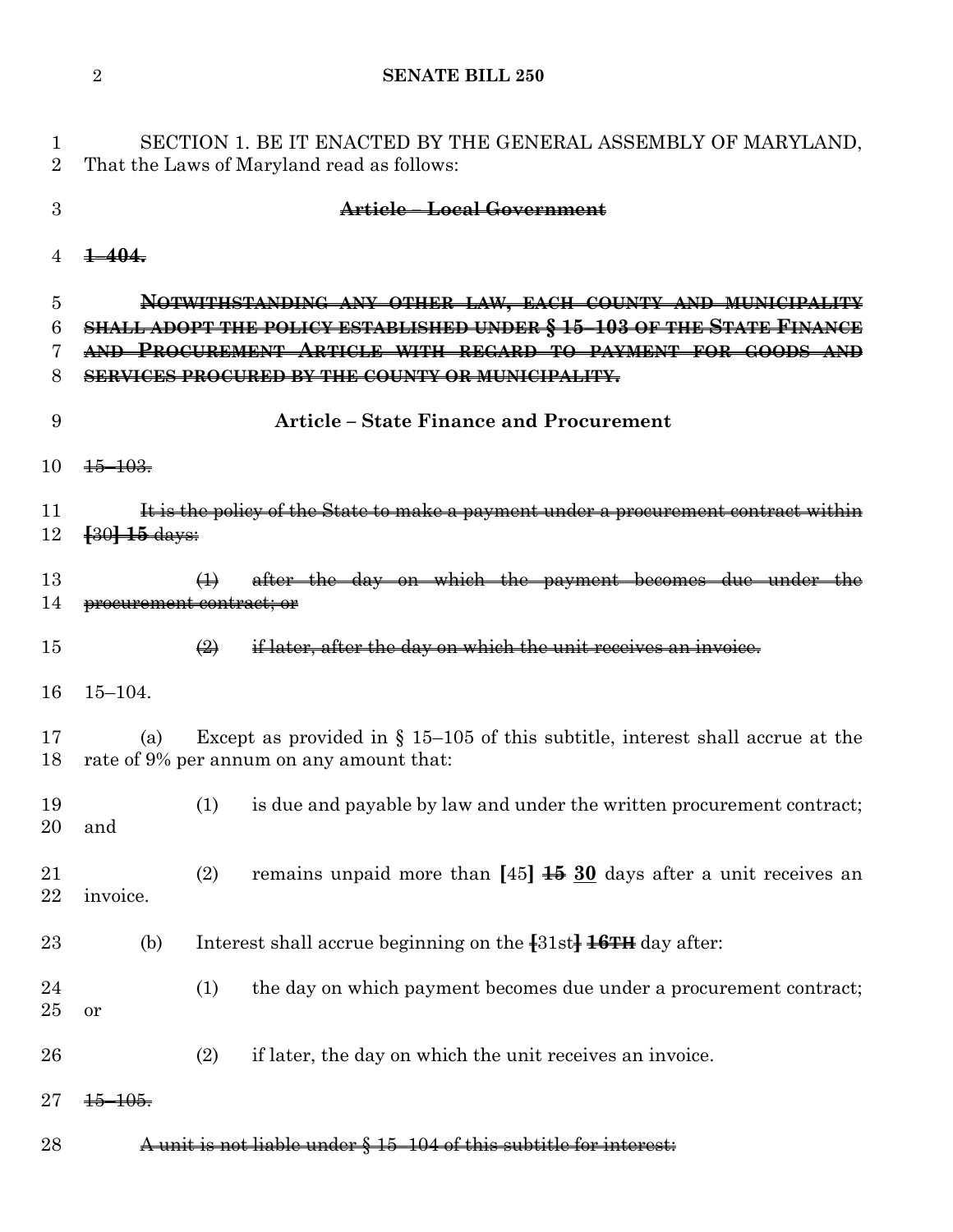SECTION 1. BE IT ENACTED BY THE GENERAL ASSEMBLY OF MARYLAND, That the Laws of Maryland read as follows:

~~**Article – Local Government**~~

~~**1–404.**~~

~~**NOTWITHSTANDING ANY OTHER LAW, EACH COUNTY AND MUNICIPALITY SHALL ADOPT THE POLICY ESTABLISHED UNDER § 15–103 OF THE STATE FINANCE AND PROCUREMENT ARTICLE WITH REGARD TO PAYMENT FOR GOODS AND SERVICES PROCURED BY THE COUNTY OR MUNICIPALITY.**~~

**Article – State Finance and Procurement**

~~15–103.~~

~~It is the policy of the State to make a payment under a procurement contract within [30] **15** days:~~

~~(1) after the day on which the payment becomes due under the procurement contract; or~~

~~(2) if later, after the day on which the unit receives an invoice.~~

15–104.

(a) Except as provided in § 15–105 of this subtitle, interest shall accrue at the rate of 9% per annum on any amount that:

(1) is due and payable by law and under the written procurement contract; and

(2) remains unpaid more than **[**45**]** ~~**15**~~ **<u>30</u>** days after a unit receives an invoice.

(b) Interest shall accrue beginning on the ~~**[**~~31st~~**]**~~ ~~**16TH**~~ day after:

(1) the day on which payment becomes due under a procurement contract; or

(2) if later, the day on which the unit receives an invoice.

~~15–105.~~

~~A unit is not liable under § 15–104 of this subtitle for interest:~~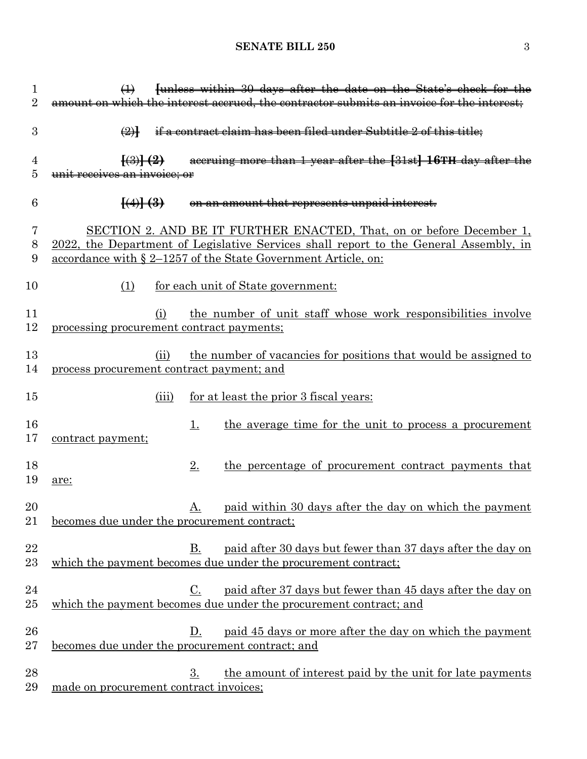~~(1) [unless within 30 days after the date on the State's check for the amount on which the interest accrued, the contractor submits an invoice for the interest;~~

~~(2)] if a contract claim has been filed under Subtitle 2 of this title;~~

~~[(3)] (2) accruing more than 1 year after the [31st] 16TH day after the unit receives an invoice; or~~

~~[(4)] (3) on an amount that represents unpaid interest.~~

SECTION 2. AND BE IT FURTHER ENACTED, That, on or before December 1, 2022, the Department of Legislative Services shall report to the General Assembly, in accordance with § 2–1257 of the State Government Article, on:

(1) for each unit of State government:

(i) the number of unit staff whose work responsibilities involve processing procurement contract payments;

(ii) the number of vacancies for positions that would be assigned to process procurement contract payment; and

(iii) for at least the prior 3 fiscal years:

1. the average time for the unit to process a procurement contract payment;

2. the percentage of procurement contract payments that are:

A. paid within 30 days after the day on which the payment becomes due under the procurement contract;

B. paid after 30 days but fewer than 37 days after the day on which the payment becomes due under the procurement contract;

C. paid after 37 days but fewer than 45 days after the day on which the payment becomes due under the procurement contract; and

D. paid 45 days or more after the day on which the payment becomes due under the procurement contract; and

3. the amount of interest paid by the unit for late payments made on procurement contract invoices;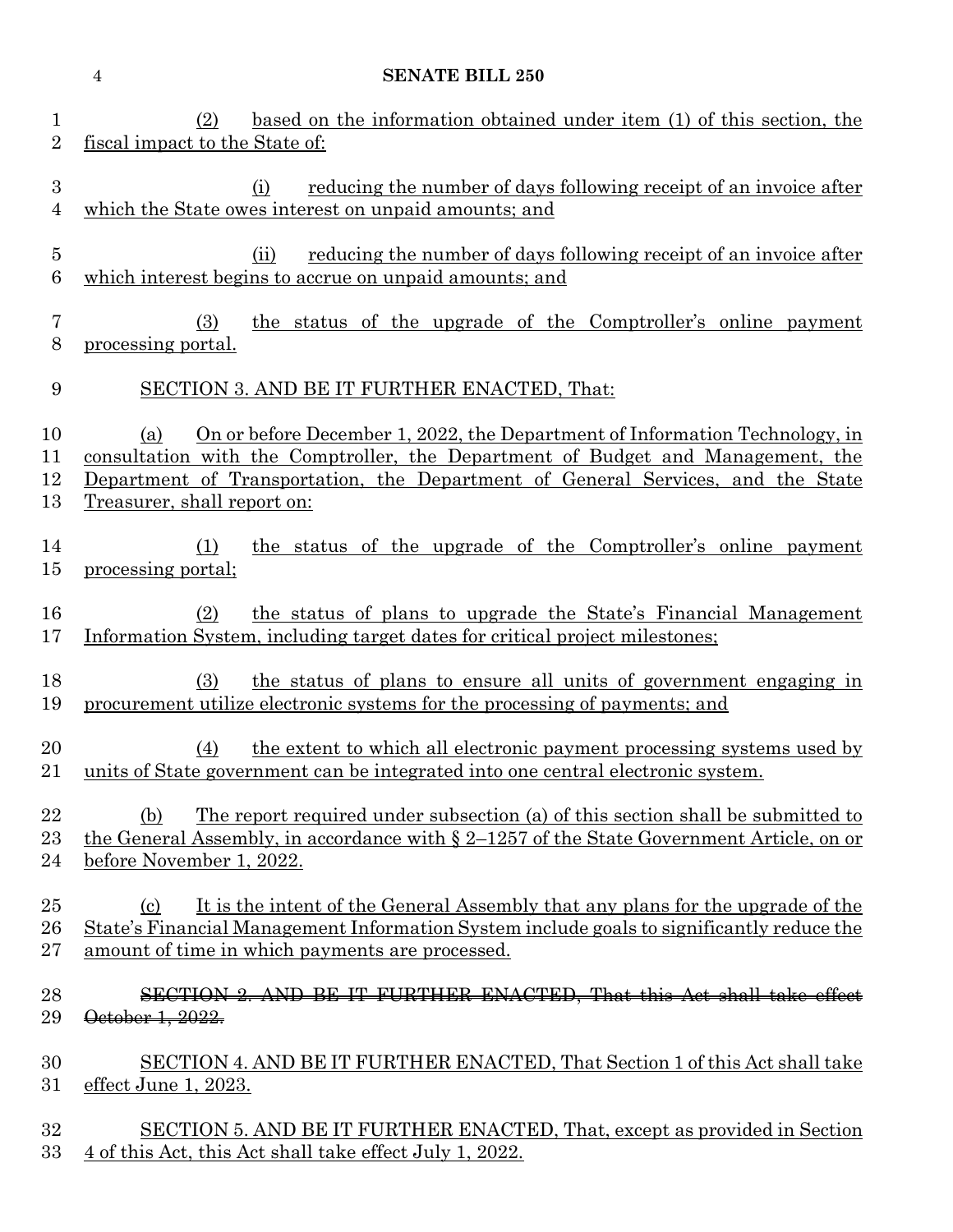(2) based on the information obtained under item (1) of this section, the fiscal impact to the State of:

(i) reducing the number of days following receipt of an invoice after which the State owes interest on unpaid amounts; and

(ii) reducing the number of days following receipt of an invoice after which interest begins to accrue on unpaid amounts; and

(3) the status of the upgrade of the Comptroller's online payment processing portal.

SECTION 3. AND BE IT FURTHER ENACTED, That:

(a) On or before December 1, 2022, the Department of Information Technology, in consultation with the Comptroller, the Department of Budget and Management, the Department of Transportation, the Department of General Services, and the State Treasurer, shall report on:

(1) the status of the upgrade of the Comptroller's online payment processing portal;

(2) the status of plans to upgrade the State's Financial Management Information System, including target dates for critical project milestones;

(3) the status of plans to ensure all units of government engaging in procurement utilize electronic systems for the processing of payments; and

(4) the extent to which all electronic payment processing systems used by units of State government can be integrated into one central electronic system.

(b) The report required under subsection (a) of this section shall be submitted to the General Assembly, in accordance with § 2–1257 of the State Government Article, on or before November 1, 2022.

(c) It is the intent of the General Assembly that any plans for the upgrade of the State's Financial Management Information System include goals to significantly reduce the amount of time in which payments are processed.

~~SECTION 2. AND BE IT FURTHER ENACTED, That this Act shall take effect October 1, 2022.~~

SECTION 4. AND BE IT FURTHER ENACTED, That Section 1 of this Act shall take effect June 1, 2023.

SECTION 5. AND BE IT FURTHER ENACTED, That, except as provided in Section 4 of this Act, this Act shall take effect July 1, 2022.